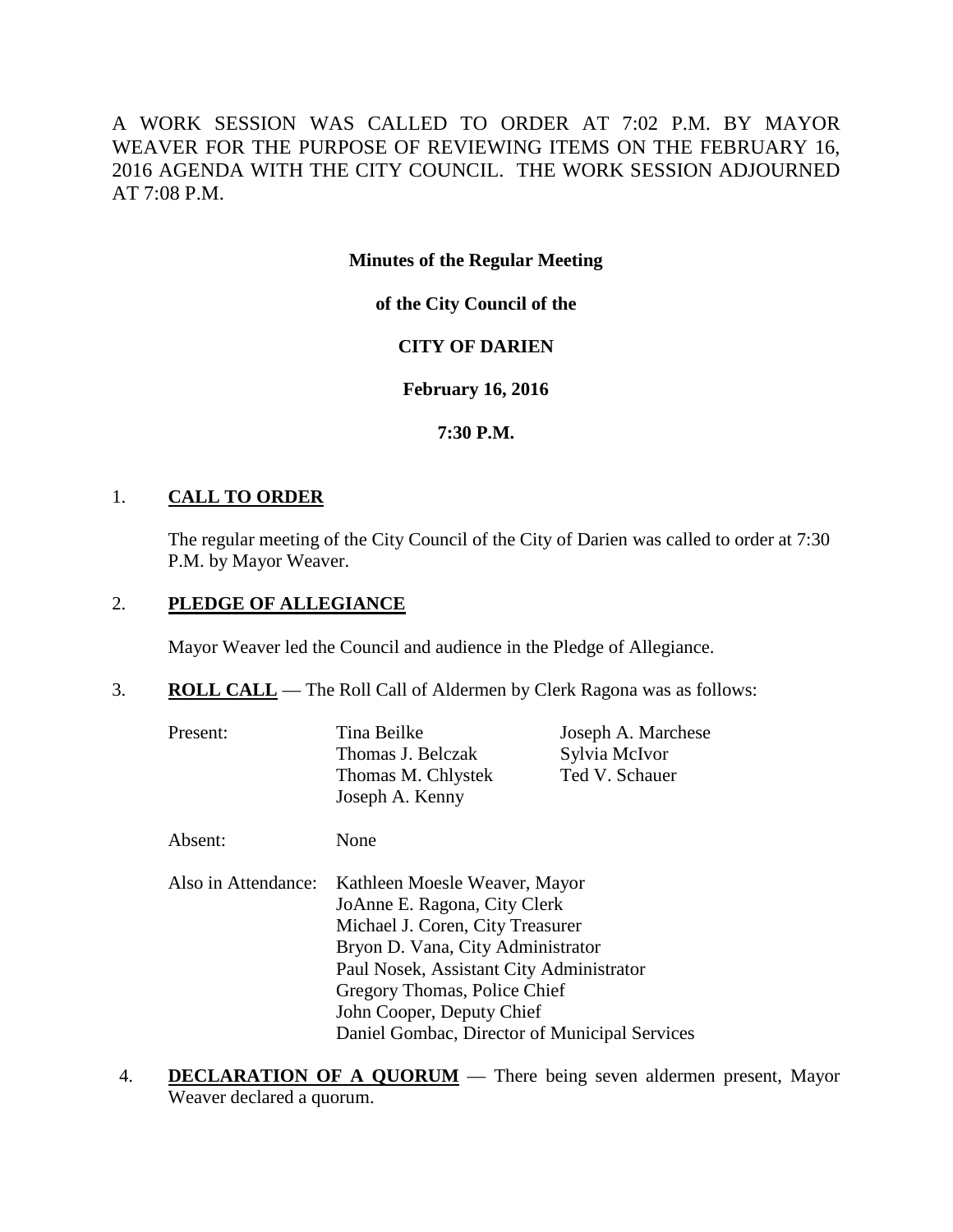A WORK SESSION WAS CALLED TO ORDER AT 7:02 P.M. BY MAYOR WEAVER FOR THE PURPOSE OF REVIEWING ITEMS ON THE FEBRUARY 16, 2016 AGENDA WITH THE CITY COUNCIL. THE WORK SESSION ADJOURNED AT 7:08 P.M.

**Minutes of the Regular Meeting**

**of the City Council of the**

**CITY OF DARIEN**

**February 16, 2016**

**7:30 P.M.**

1. **CALL TO ORDER**

   The regular meeting of the City Council of the City of Darien was called to order at 7:30 P.M. by Mayor Weaver.

2. **PLEDGE OF ALLEGIANCE**

   Mayor Weaver led the Council and audience in the Pledge of Allegiance.

3. **ROLL CALL** — The Roll Call of Aldermen by Clerk Ragona was as follows:

   Present:
   - Tina Beilke
   - Thomas J. Belczak
   - Thomas M. Chlystek
   - Joseph A. Kenny
   - Joseph A. Marchese
   - Sylvia McIvor
   - Ted V. Schauer

   Absent: None

   Also in Attendance:
   - Kathleen Moesle Weaver, Mayor
   - JoAnne E. Ragona, City Clerk
   - Michael J. Coren, City Treasurer
   - Bryon D. Vana, City Administrator
   - Paul Nosek, Assistant City Administrator
   - Gregory Thomas, Police Chief
   - John Cooper, Deputy Chief
   - Daniel Gombac, Director of Municipal Services

4. **DECLARATION OF A QUORUM** — There being seven aldermen present, Mayor Weaver declared a quorum.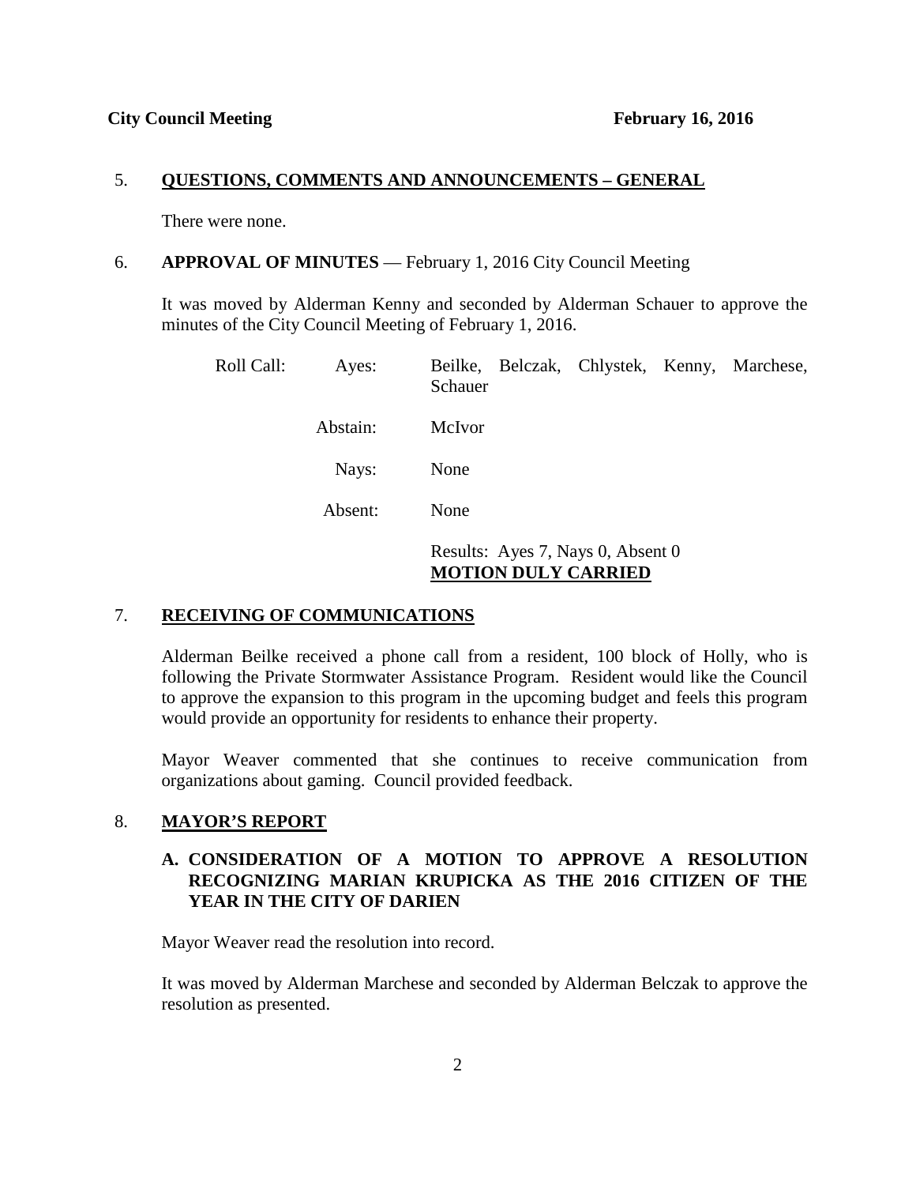5. **QUESTIONS, COMMENTS AND ANNOUNCEMENTS – GENERAL**

   There were none.

6. **APPROVAL OF MINUTES** — February 1, 2016 City Council Meeting

   It was moved by Alderman Kenny and seconded by Alderman Schauer to approve the minutes of the City Council Meeting of February 1, 2016.

| | | |
|---|---|---|
| Roll Call: | Ayes: | Beilke, Belczak, Chlystek, Kenny, Marchese, Schauer |
| | Abstain: | McIvor |
| | Nays: | None |
| | Absent: | None |
| | | Results: Ayes 7, Nays 0, Absent 0 **MOTION DULY CARRIED** |

7. **RECEIVING OF COMMUNICATIONS**

   Alderman Beilke received a phone call from a resident, 100 block of Holly, who is following the Private Stormwater Assistance Program. Resident would like the Council to approve the expansion to this program in the upcoming budget and feels this program would provide an opportunity for residents to enhance their property.

   Mayor Weaver commented that she continues to receive communication from organizations about gaming. Council provided feedback.

8. **MAYOR'S REPORT**

   **A. CONSIDERATION OF A MOTION TO APPROVE A RESOLUTION RECOGNIZING MARIAN KRUPICKA AS THE 2016 CITIZEN OF THE YEAR IN THE CITY OF DARIEN**

   Mayor Weaver read the resolution into record.

   It was moved by Alderman Marchese and seconded by Alderman Belczak to approve the resolution as presented.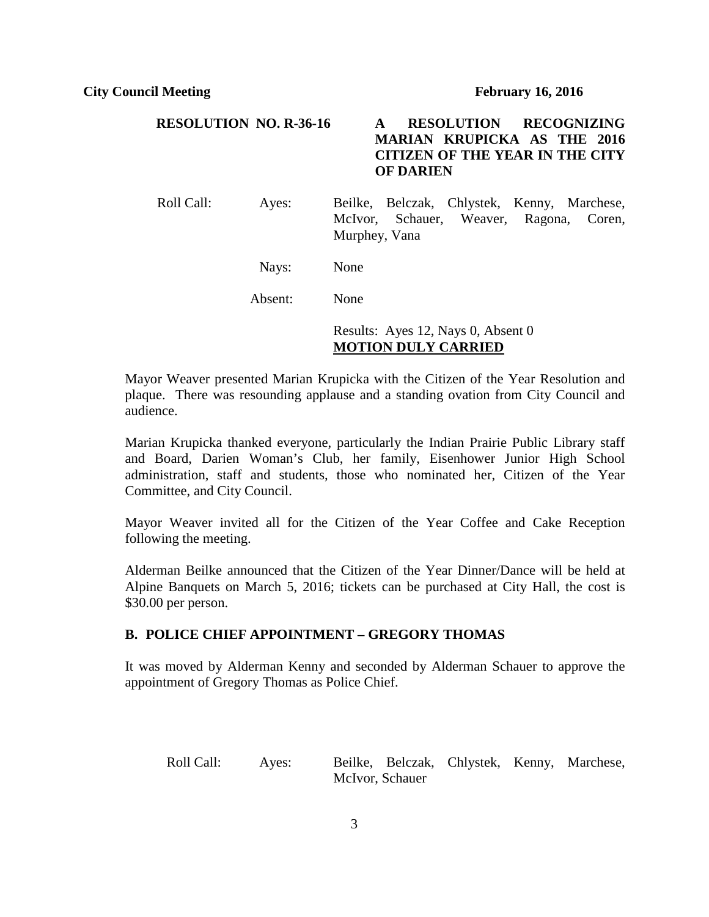**RESOLUTION NO. R-36-16** **A RESOLUTION RECOGNIZING MARIAN KRUPICKA AS THE 2016 CITIZEN OF THE YEAR IN THE CITY OF DARIEN**

| Roll Call: | Ayes: | Beilke, Belczak, Chlystek, Kenny, Marchese, McIvor, Schauer, Weaver, Ragona, Coren, Murphey, Vana |
|---|---|---|
| | Nays: | None |
| | Absent: | None |

Results: Ayes 12, Nays 0, Absent 0
**MOTION DULY CARRIED**

Mayor Weaver presented Marian Krupicka with the Citizen of the Year Resolution and plaque. There was resounding applause and a standing ovation from City Council and audience.

Marian Krupicka thanked everyone, particularly the Indian Prairie Public Library staff and Board, Darien Woman's Club, her family, Eisenhower Junior High School administration, staff and students, those who nominated her, Citizen of the Year Committee, and City Council.

Mayor Weaver invited all for the Citizen of the Year Coffee and Cake Reception following the meeting.

Alderman Beilke announced that the Citizen of the Year Dinner/Dance will be held at Alpine Banquets on March 5, 2016; tickets can be purchased at City Hall, the cost is $30.00 per person.

## B. POLICE CHIEF APPOINTMENT – GREGORY THOMAS

It was moved by Alderman Kenny and seconded by Alderman Schauer to approve the appointment of Gregory Thomas as Police Chief.

| Roll Call: | Ayes: | Beilke, Belczak, Chlystek, Kenny, Marchese, McIvor, Schauer |
|---|---|---|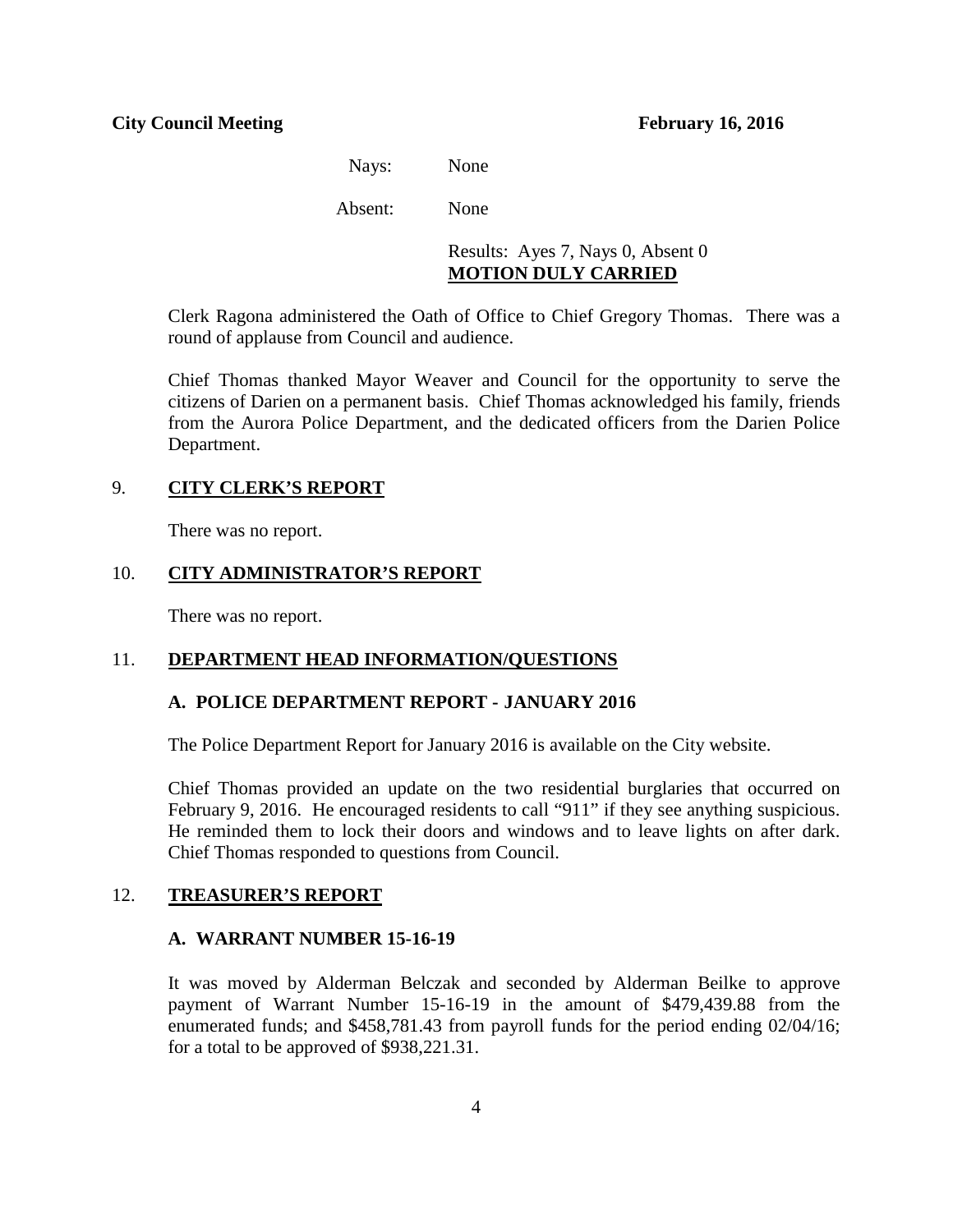Nays: None

Absent: None

Results: Ayes 7, Nays 0, Absent 0
**MOTION DULY CARRIED**

Clerk Ragona administered the Oath of Office to Chief Gregory Thomas. There was a round of applause from Council and audience.

Chief Thomas thanked Mayor Weaver and Council for the opportunity to serve the citizens of Darien on a permanent basis. Chief Thomas acknowledged his family, friends from the Aurora Police Department, and the dedicated officers from the Darien Police Department.

## 9. CITY CLERK'S REPORT

There was no report.

## 10. CITY ADMINISTRATOR'S REPORT

There was no report.

## 11. DEPARTMENT HEAD INFORMATION/QUESTIONS

### A. POLICE DEPARTMENT REPORT - JANUARY 2016

The Police Department Report for January 2016 is available on the City website.

Chief Thomas provided an update on the two residential burglaries that occurred on February 9, 2016. He encouraged residents to call "911" if they see anything suspicious. He reminded them to lock their doors and windows and to leave lights on after dark. Chief Thomas responded to questions from Council.

## 12. TREASURER'S REPORT

### A. WARRANT NUMBER 15-16-19

It was moved by Alderman Belczak and seconded by Alderman Beilke to approve payment of Warrant Number 15-16-19 in the amount of $479,439.88 from the enumerated funds; and $458,781.43 from payroll funds for the period ending 02/04/16; for a total to be approved of $938,221.31.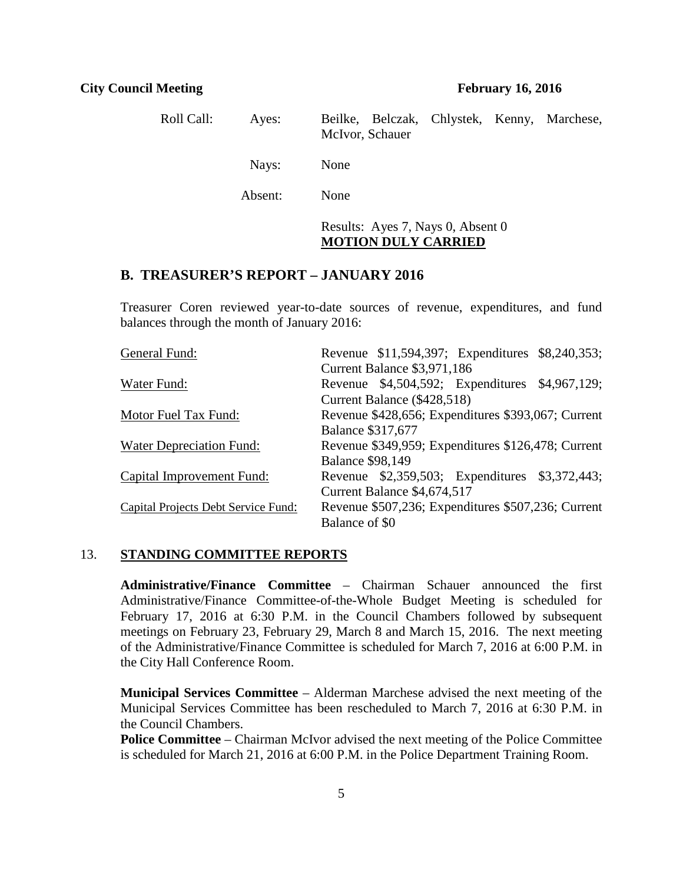Roll Call:

| | |
|---|---|
| Ayes: | Beilke, Belczak, Chlystek, Kenny, Marchese, McIvor, Schauer |
| Nays: | None |
| Absent: | None |

Results: Ayes 7, Nays 0, Absent 0
**MOTION DULY CARRIED**

## B. TREASURER'S REPORT – JANUARY 2016

Treasurer Coren reviewed year-to-date sources of revenue, expenditures, and fund balances through the month of January 2016:

| | |
|---|---|
| General Fund: | Revenue $11,594,397; Expenditures $8,240,353; Current Balance $3,971,186 |
| Water Fund: | Revenue $4,504,592; Expenditures $4,967,129; Current Balance ($428,518) |
| Motor Fuel Tax Fund: | Revenue $428,656; Expenditures $393,067; Current Balance $317,677 |
| Water Depreciation Fund: | Revenue $349,959; Expenditures $126,478; Current Balance $98,149 |
| Capital Improvement Fund: | Revenue $2,359,503; Expenditures $3,372,443; Current Balance $4,674,517 |
| Capital Projects Debt Service Fund: | Revenue $507,236; Expenditures $507,236; Current Balance of $0 |

## 13. STANDING COMMITTEE REPORTS

**Administrative/Finance Committee** – Chairman Schauer announced the first Administrative/Finance Committee-of-the-Whole Budget Meeting is scheduled for February 17, 2016 at 6:30 P.M. in the Council Chambers followed by subsequent meetings on February 23, February 29, March 8 and March 15, 2016. The next meeting of the Administrative/Finance Committee is scheduled for March 7, 2016 at 6:00 P.M. in the City Hall Conference Room.

**Municipal Services Committee** – Alderman Marchese advised the next meeting of the Municipal Services Committee has been rescheduled to March 7, 2016 at 6:30 P.M. in the Council Chambers.

**Police Committee** – Chairman McIvor advised the next meeting of the Police Committee is scheduled for March 21, 2016 at 6:00 P.M. in the Police Department Training Room.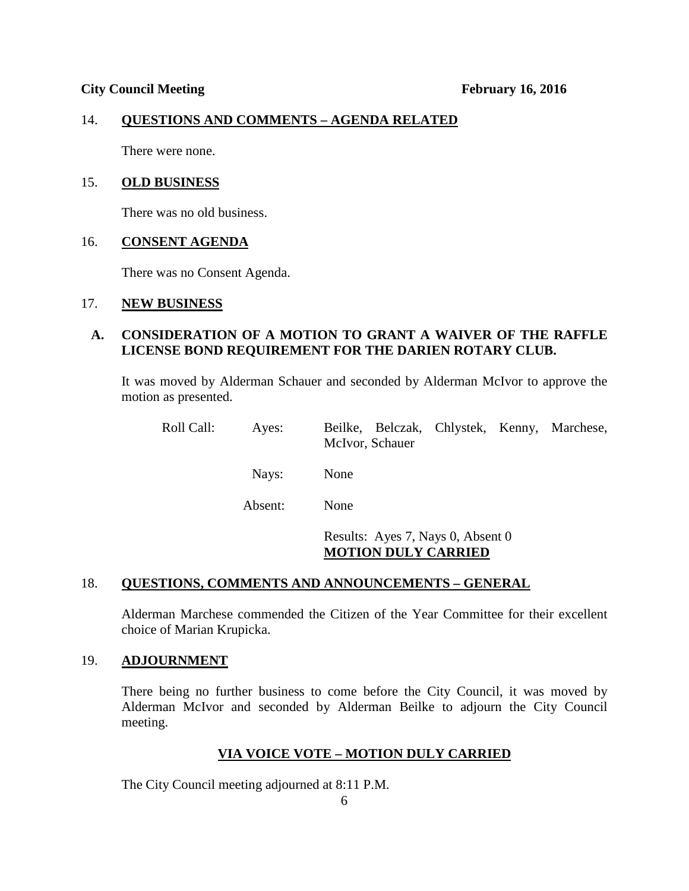## 14. QUESTIONS AND COMMENTS – AGENDA RELATED

There were none.

## 15. OLD BUSINESS

There was no old business.

## 16. CONSENT AGENDA

There was no Consent Agenda.

## 17. NEW BUSINESS

### A. CONSIDERATION OF A MOTION TO GRANT A WAIVER OF THE RAFFLE LICENSE BOND REQUIREMENT FOR THE DARIEN ROTARY CLUB.

It was moved by Alderman Schauer and seconded by Alderman McIvor to approve the motion as presented.

Roll Call: Ayes: Beilke, Belczak, Chlystek, Kenny, Marchese, McIvor, Schauer

Nays: None

Absent: None

Results: Ayes 7, Nays 0, Absent 0
**MOTION DULY CARRIED**

## 18. QUESTIONS, COMMENTS AND ANNOUNCEMENTS – GENERAL

Alderman Marchese commended the Citizen of the Year Committee for their excellent choice of Marian Krupicka.

## 19. ADJOURNMENT

There being no further business to come before the City Council, it was moved by Alderman McIvor and seconded by Alderman Beilke to adjourn the City Council meeting.

**VIA VOICE VOTE – MOTION DULY CARRIED**

The City Council meeting adjourned at 8:11 P.M.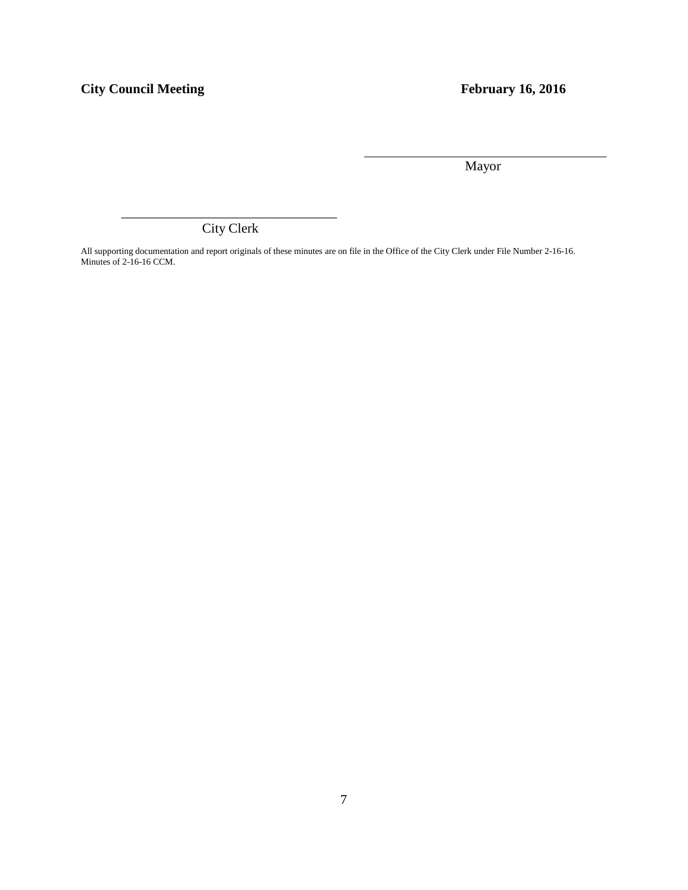\_\_\_\_\_\_\_\_\_\_\_\_\_\_\_\_\_\_\_\_\_\_\_\_\_\_\_\_\_\_\_\_\_\_\_

Mayor

\_\_\_\_\_\_\_\_\_\_\_\_\_\_\_\_\_\_\_\_\_\_\_\_\_\_\_\_\_\_\_\_\_\_\_

City Clerk

All supporting documentation and report originals of these minutes are on file in the Office of the City Clerk under File Number 2-16-16.
Minutes of 2-16-16 CCM.